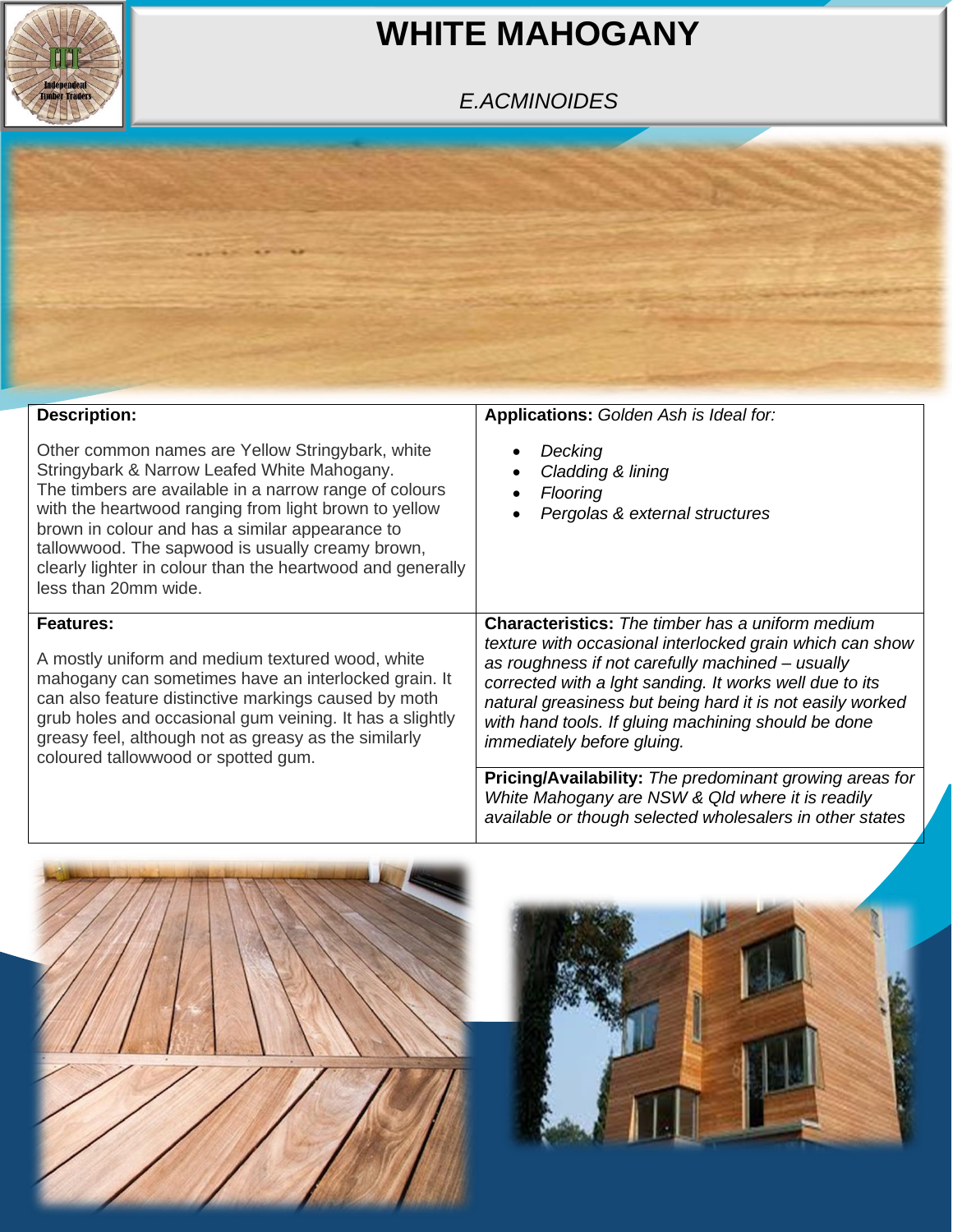# WHITE MAHOGANY

*E.ACMINOIDES*

**Description:**

Other common names are Yellow Stringybark, white Stringybark & Narrow Leafed White Mahogany.
The timbers are available in a narrow range of colours with the heartwood ranging from light brown to yellow brown in colour and has a similar appearance to tallowwood. The sapwood is usually creamy brown, clearly lighter in colour than the heartwood and generally less than 20mm wide.

**Applications:** *Golden Ash is Ideal for:*

- *Decking*
- *Cladding & lining*
- *Flooring*
- *Pergolas & external structures*

**Features:**

A mostly uniform and medium textured wood, white mahogany can sometimes have an interlocked grain. It can also feature distinctive markings caused by moth grub holes and occasional gum veining. It has a slightly greasy feel, although not as greasy as the similarly coloured tallowwood or spotted gum.

**Characteristics:** *The timber has a uniform medium texture with occasional interlocked grain which can show as roughness if not carefully machined – usually corrected with a lght sanding. It works well due to its natural greasiness but being hard it is not easily worked with hand tools. If gluing machining should be done immediately before gluing.*

**Pricing/Availability:** *The predominant growing areas for White Mahogany are NSW & Qld where it is readily available or though selected wholesalers in other states*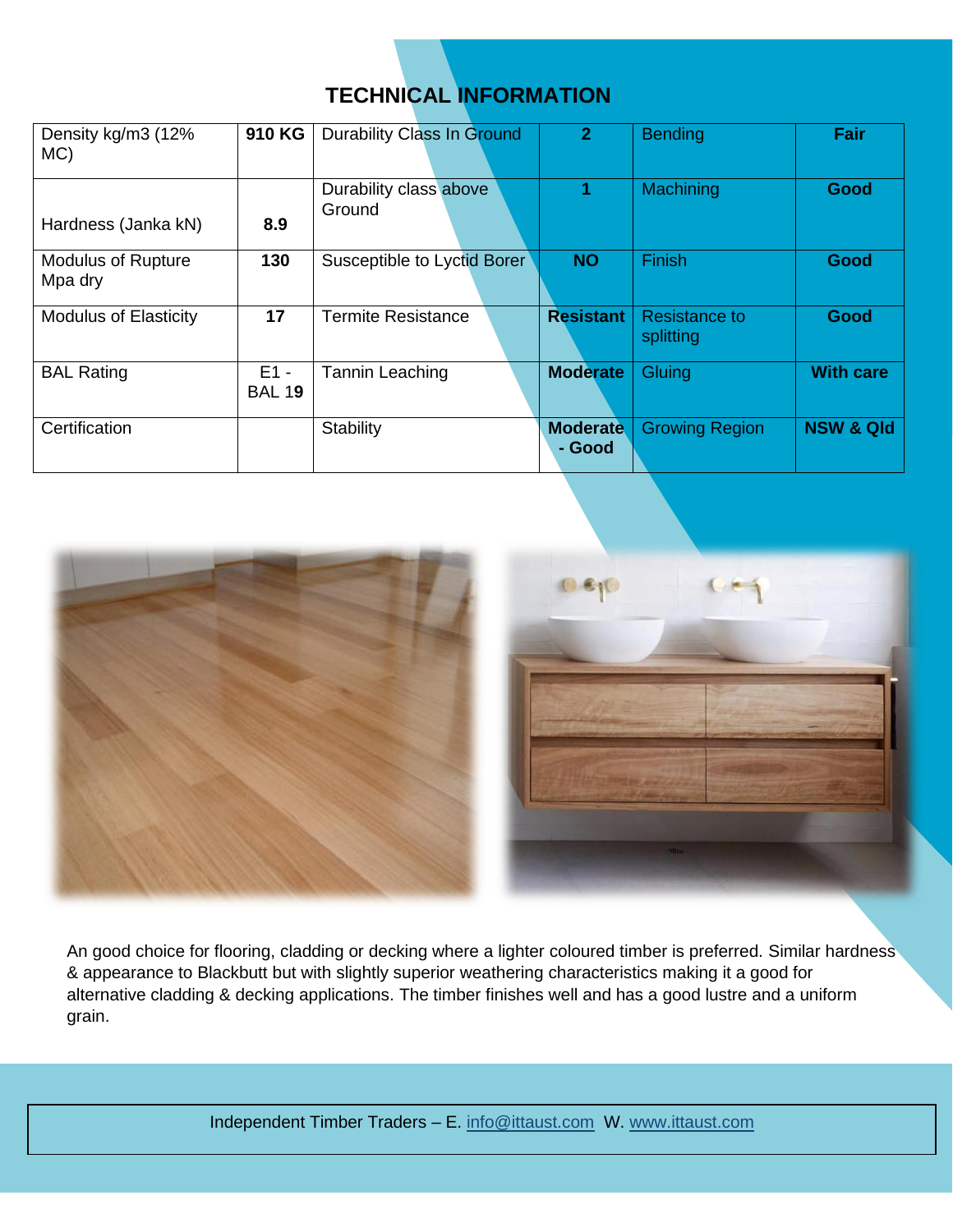## TECHNICAL INFORMATION

| | | | | | |
|---|---|---|---|---|---|
| Density kg/m3 (12% MC) | **910 KG** | Durability Class In Ground | **2** | Bending | **Fair** |
| Hardness (Janka kN) | **8.9** | Durability class above Ground | **1** | Machining | **Good** |
| Modulus of Rupture Mpa dry | **130** | Susceptible to Lyctid Borer | **NO** | Finish | **Good** |
| Modulus of Elasticity | **17** | Termite Resistance | **Resistant** | Resistance to splitting | **Good** |
| BAL Rating | E1 - BAL 19 | Tannin Leaching | **Moderate** | Gluing | **With care** |
| Certification | | Stability | **Moderate - Good** | Growing Region | **NSW & Qld** |

An good choice for flooring, cladding or decking where a lighter coloured timber is preferred. Similar hardness & appearance to Blackbutt but with slightly superior weathering characteristics making it a good for alternative cladding & decking applications. The timber finishes well and has a good lustre and a uniform grain.

Independent Timber Traders – E. info@ittaust.com W. www.ittaust.com